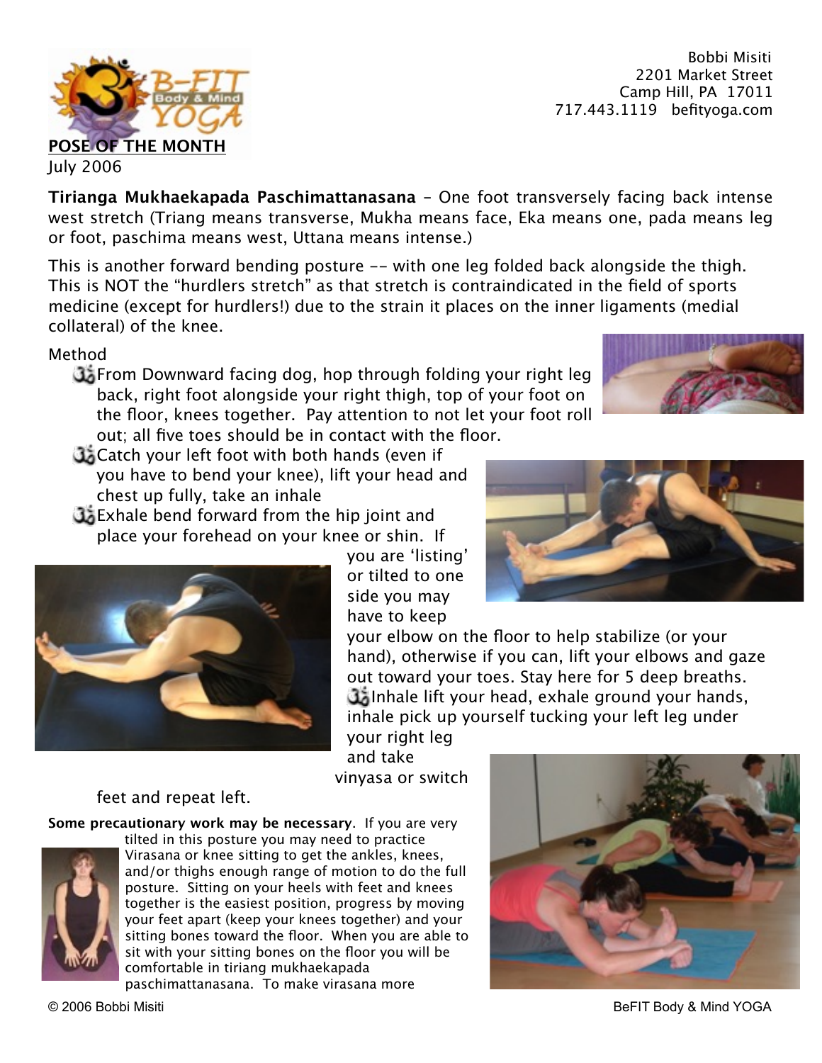Bobbi Misiti
2201 Market Street
Camp Hill, PA 17011
717.443.1119 befityoga.com

**POSE OF THE MONTH**
July 2006

**Tirianga Mukhaekapada Paschimattanasana** – One foot transversely facing back intense west stretch (Triang means transverse, Mukha means face, Eka means one, pada means leg or foot, paschima means west, Uttana means intense.)

This is another forward bending posture -- with one leg folded back alongside the thigh. This is NOT the "hurdlers stretch" as that stretch is contraindicated in the field of sports medicine (except for hurdlers!) due to the strain it places on the inner ligaments (medial collateral) of the knee.

Method

- From Downward facing dog, hop through folding your right leg back, right foot alongside your right thigh, top of your foot on the floor, knees together. Pay attention to not let your foot roll out; all five toes should be in contact with the floor.
- Catch your left foot with both hands (even if you have to bend your knee), lift your head and chest up fully, take an inhale
- Exhale bend forward from the hip joint and place your forehead on your knee or shin. If you are 'listing' or tilted to one side you may have to keep your elbow on the floor to help stabilize (or your hand), otherwise if you can, lift your elbows and gaze out toward your toes. Stay here for 5 deep breaths.
- Inhale lift your head, exhale ground your hands, inhale pick up yourself tucking your left leg under your right leg and take vinyasa or switch feet and repeat left.

**Some precautionary work may be necessary**. If you are very tilted in this posture you may need to practice Virasana or knee sitting to get the ankles, knees, and/or thighs enough range of motion to do the full posture. Sitting on your heels with feet and knees together is the easiest position, progress by moving your feet apart (keep your knees together) and your sitting bones toward the floor. When you are able to sit with your sitting bones on the floor you will be comfortable in tiriang mukhaekapada paschimattanasana. To make virasana more

© 2006 Bobbi Misiti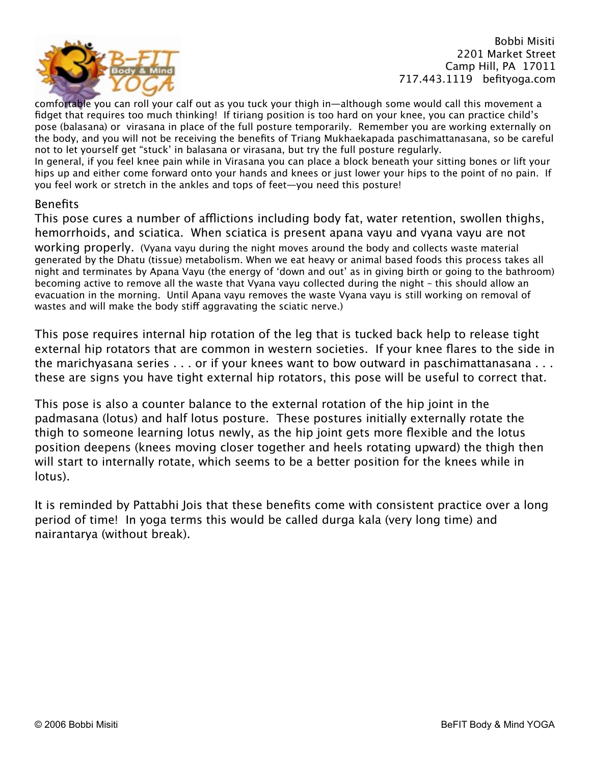comfortable you can roll your calf out as you tuck your thigh in—although some would call this movement a fidget that requires too much thinking! If tiriang position is too hard on your knee, you can practice child's pose (balasana) or virasana in place of the full posture temporarily. Remember you are working externally on the body, and you will not be receiving the benefits of Triang Mukhaekapada paschimattanasana, so be careful not to let yourself get "stuck' in balasana or virasana, but try the full posture regularly.
In general, if you feel knee pain while in Virasana you can place a block beneath your sitting bones or lift your hips up and either come forward onto your hands and knees or just lower your hips to the point of no pain. If you feel work or stretch in the ankles and tops of feet—you need this posture!

Benefits

This pose cures a number of afflictions including body fat, water retention, swollen thighs, hemorrhoids, and sciatica. When sciatica is present apana vayu and vyana vayu are not working properly. (Vyana vayu during the night moves around the body and collects waste material generated by the Dhatu (tissue) metabolism. When we eat heavy or animal based foods this process takes all night and terminates by Apana Vayu (the energy of 'down and out' as in giving birth or going to the bathroom) becoming active to remove all the waste that Vyana vayu collected during the night – this should allow an evacuation in the morning. Until Apana vayu removes the waste Vyana vayu is still working on removal of wastes and will make the body stiff aggravating the sciatic nerve.)

This pose requires internal hip rotation of the leg that is tucked back help to release tight external hip rotators that are common in western societies. If your knee flares to the side in the marichyasana series . . . or if your knees want to bow outward in paschimattanasana . . . these are signs you have tight external hip rotators, this pose will be useful to correct that.

This pose is also a counter balance to the external rotation of the hip joint in the padmasana (lotus) and half lotus posture. These postures initially externally rotate the thigh to someone learning lotus newly, as the hip joint gets more flexible and the lotus position deepens (knees moving closer together and heels rotating upward) the thigh then will start to internally rotate, which seems to be a better position for the knees while in lotus).

It is reminded by Pattabhi Jois that these benefits come with consistent practice over a long period of time! In yoga terms this would be called durga kala (very long time) and nairantarya (without break).